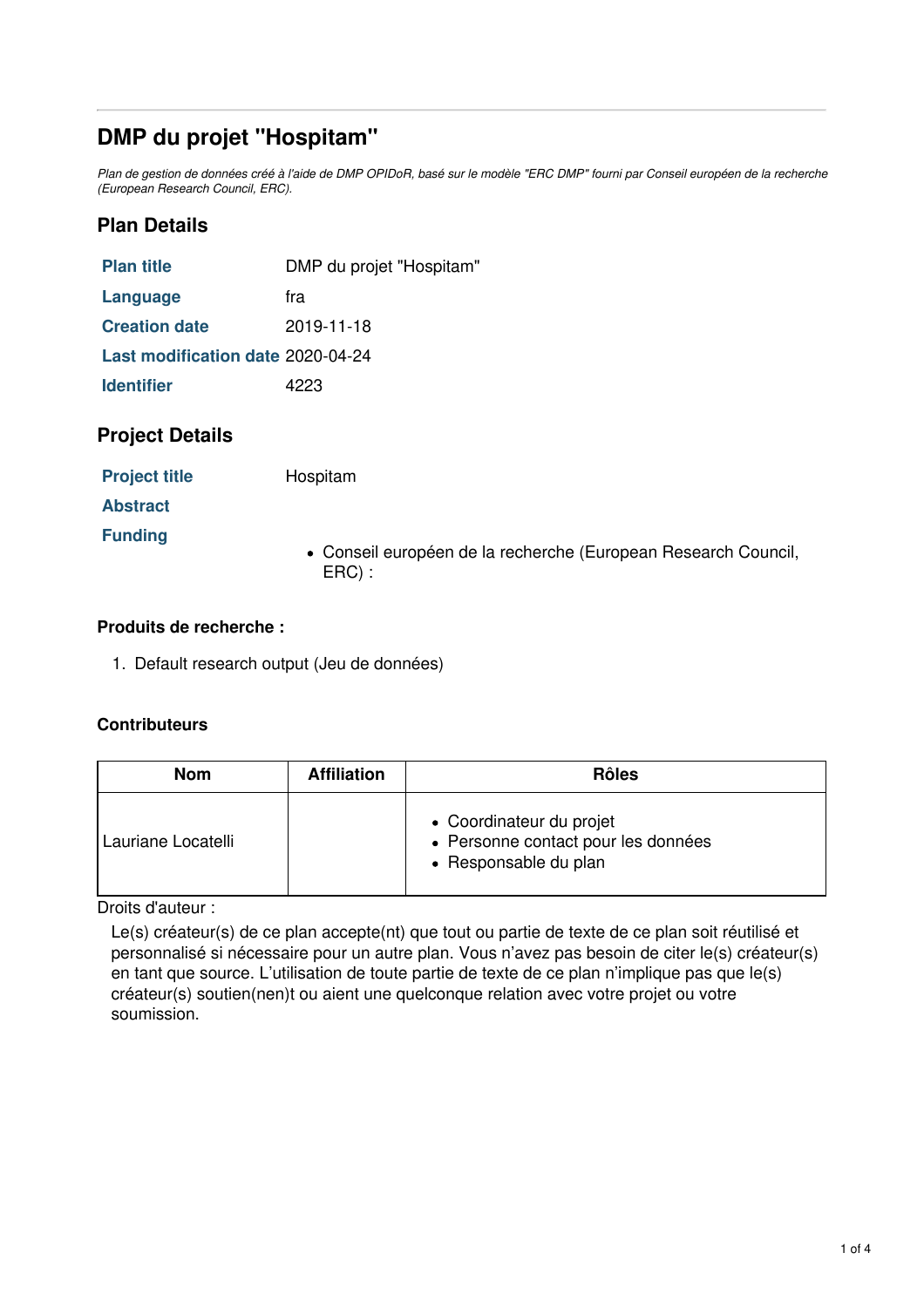# DMP du projet "Hospitam"

*Plan de gestion de données créé à l'aide de DMP OPIDoR, basé sur le modèle "ERC DMP" fourni par Conseil européen de la recherche (European Research Council, ERC).*

## Plan Details

| | |
|---|---|
| **Plan title** | DMP du projet "Hospitam" |
| **Language** | fra |
| **Creation date** | 2019-11-18 |
| **Last modification date** | 2020-04-24 |
| **Identifier** | 4223 |

## Project Details

| | |
|---|---|
| **Project title** | Hospitam |
| **Abstract** | |
| **Funding** | • Conseil européen de la recherche (European Research Council, ERC) : |

### Produits de recherche :

1. Default research output (Jeu de données)

### Contributeurs

| Nom | Affiliation | Rôles |
|---|---|---|
| Lauriane Locatelli | | • Coordinateur du projet<br>• Personne contact pour les données<br>• Responsable du plan |

Droits d'auteur :

Le(s) créateur(s) de ce plan accepte(nt) que tout ou partie de texte de ce plan soit réutilisé et personnalisé si nécessaire pour un autre plan. Vous n'avez pas besoin de citer le(s) créateur(s) en tant que source. L'utilisation de toute partie de texte de ce plan n'implique pas que le(s) créateur(s) soutien(nen)t ou aient une quelconque relation avec votre projet ou votre soumission.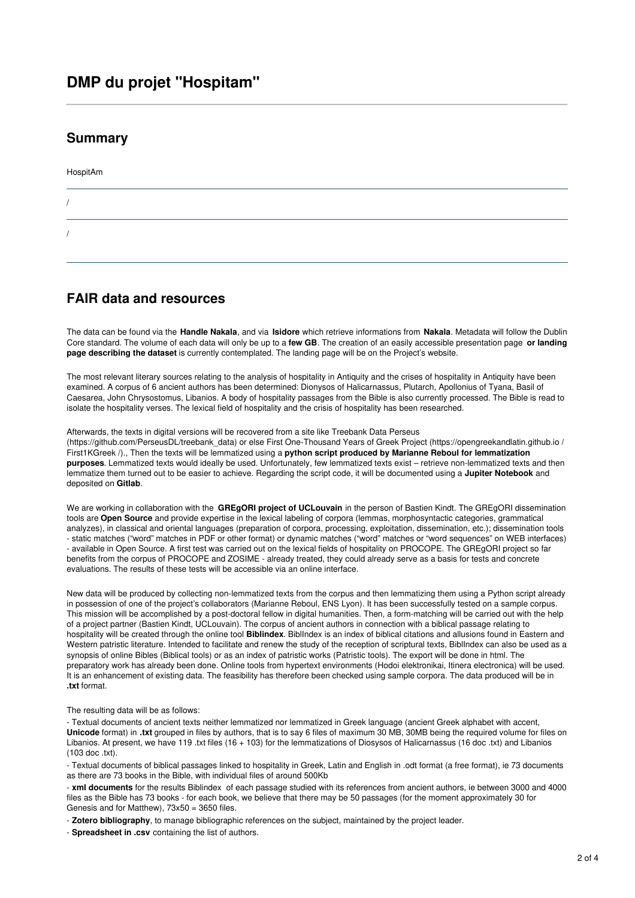# DMP du projet "Hospitam"

## Summary

HospitAm

/

/

## FAIR data and resources

The data can be found via the **Handle Nakala**, and via **Isidore** which retrieve informations from **Nakala**. Metadata will follow the Dublin Core standard. The volume of each data will only be up to a **few GB**. The creation of an easily accessible presentation page **or landing page describing the dataset** is currently contemplated. The landing page will be on the Project's website.

The most relevant literary sources relating to the analysis of hospitality in Antiquity and the crises of hospitality in Antiquity have been examined. A corpus of 6 ancient authors has been determined: Dionysos of Halicarnassus, Plutarch, Apollonius of Tyana, Basil of Caesarea, John Chrysostomus, Libanios. A body of hospitality passages from the Bible is also currently processed. The Bible is read to isolate the hospitality verses. The lexical field of hospitality and the crisis of hospitality has been researched.

Afterwards, the texts in digital versions will be recovered from a site like Treebank Data Perseus (https://github.com/PerseusDL/treebank_data) or else First One-Thousand Years of Greek Project (https://opengreekandlatin.github.io / First1KGreek /)., Then the texts will be lemmatized using a **python script produced by Marianne Reboul for lemmatization purposes**. Lemmatized texts would ideally be used. Unfortunately, few lemmatized texts exist – retrieve non-lemmatized texts and then lemmatize them turned out to be easier to achieve. Regarding the script code, it will be documented using a **Jupiter Notebook** and deposited on **Gitlab**.

We are working in collaboration with the **GREgORI project of UCLouvain** in the person of Bastien Kindt. The GREgORI dissemination tools are **Open Source** and provide expertise in the lexical labeling of corpora (lemmas, morphosyntactic categories, grammatical analyzes), in classical and oriental languages (preparation of corpora, processing, exploitation, dissemination, etc.); dissemination tools - static matches ("word" matches in PDF or other format) or dynamic matches ("word" matches or "word sequences" on WEB interfaces) - available in Open Source. A first test was carried out on the lexical fields of hospitality on PROCOPE. The GREgORI project so far benefits from the corpus of PROCOPE and ZOSIME - already treated, they could already serve as a basis for tests and concrete evaluations. The results of these tests will be accessible via an online interface.

New data will be produced by collecting non-lemmatized texts from the corpus and then lemmatizing them using a Python script already in possession of one of the project's collaborators (Marianne Reboul, ENS Lyon). It has been successfully tested on a sample corpus. This mission will be accomplished by a post-doctoral fellow in digital humanities. Then, a form-matching will be carried out with the help of a project partner (Bastien Kindt, UCLouvain). The corpus of ancient authors in connection with a biblical passage relating to hospitality will be created through the online tool **Biblindex**. BiblIndex is an index of biblical citations and allusions found in Eastern and Western patristic literature. Intended to facilitate and renew the study of the reception of scriptural texts, BiblIndex can also be used as a synopsis of online Bibles (Biblical tools) or as an index of patristic works (Patristic tools). The export will be done in html. The preparatory work has already been done. Online tools from hypertext environments (Hodoi elektronikai, Itinera electronica) will be used. It is an enhancement of existing data. The feasibility has therefore been checked using sample corpora. The data produced will be in **.txt** format.

The resulting data will be as follows:

- Textual documents of ancient texts neither lemmatized nor lemmatized in Greek language (ancient Greek alphabet with accent, **Unicode** format) in **.txt** grouped in files by authors, that is to say 6 files of maximum 30 MB, 30MB being the required volume for files on Libanios. At present, we have 119 .txt files (16 + 103) for the lemmatizations of Diosysos of Halicarnassus (16 doc .txt) and Libanios (103 doc .txt).
- Textual documents of biblical passages linked to hospitality in Greek, Latin and English in .odt format (a free format), ie 73 documents as there are 73 books in the Bible, with individual files of around 500Kb
- **xml documents** for the results Biblindex of each passage studied with its references from ancient authors, ie between 3000 and 4000 files as the Bible has 73 books - for each book, we believe that there may be 50 passages (for the moment approximately 30 for Genesis and for Matthew), 73x50 = 3650 files.
- **Zotero bibliography**, to manage bibliographic references on the subject, maintained by the project leader.
- **Spreadsheet in .csv** containing the list of authors.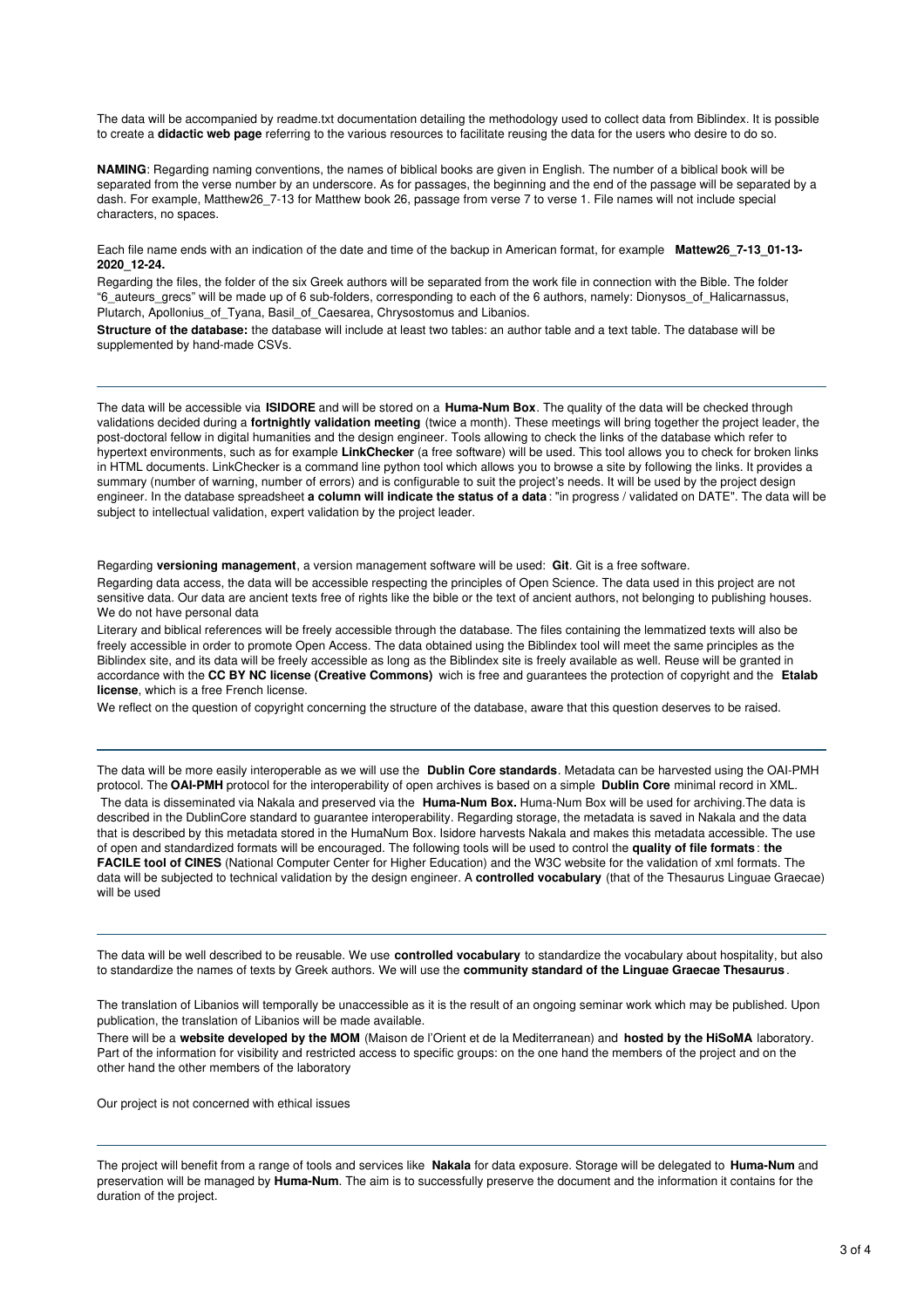The data will be accompanied by readme.txt documentation detailing the methodology used to collect data from Biblindex. It is possible to create a **didactic web page** referring to the various resources to facilitate reusing the data for the users who desire to do so.

**NAMING**: Regarding naming conventions, the names of biblical books are given in English. The number of a biblical book will be separated from the verse number by an underscore. As for passages, the beginning and the end of the passage will be separated by a dash. For example, Matthew26_7-13 for Matthew book 26, passage from verse 7 to verse 1. File names will not include special characters, no spaces.

Each file name ends with an indication of the date and time of the backup in American format, for example **Mattew26_7-13_01-13-2020_12-24.**

Regarding the files, the folder of the six Greek authors will be separated from the work file in connection with the Bible. The folder "6_auteurs_grecs" will be made up of 6 sub-folders, corresponding to each of the 6 authors, namely: Dionysos_of_Halicarnassus, Plutarch, Apollonius_of_Tyana, Basil_of_Caesarea, Chrysostomus and Libanios.

**Structure of the database:** the database will include at least two tables: an author table and a text table. The database will be supplemented by hand-made CSVs.

---

The data will be accessible via **ISIDORE** and will be stored on a **Huma-Num Box**. The quality of the data will be checked through validations decided during a **fortnightly validation meeting** (twice a month). These meetings will bring together the project leader, the post-doctoral fellow in digital humanities and the design engineer. Tools allowing to check the links of the database which refer to hypertext environments, such as for example **LinkChecker** (a free software) will be used. This tool allows you to check for broken links in HTML documents. LinkChecker is a command line python tool which allows you to browse a site by following the links. It provides a summary (number of warning, number of errors) and is configurable to suit the project's needs. It will be used by the project design engineer. In the database spreadsheet **a column will indicate the status of a data**: "in progress / validated on DATE". The data will be subject to intellectual validation, expert validation by the project leader.

Regarding **versioning management**, a version management software will be used: **Git**. Git is a free software.

Regarding data access, the data will be accessible respecting the principles of Open Science. The data used in this project are not sensitive data. Our data are ancient texts free of rights like the bible or the text of ancient authors, not belonging to publishing houses. We do not have personal data

Literary and biblical references will be freely accessible through the database. The files containing the lemmatized texts will also be freely accessible in order to promote Open Access. The data obtained using the Biblindex tool will meet the same principles as the Biblindex site, and its data will be freely accessible as long as the Biblindex site is freely available as well. Reuse will be granted in accordance with the **CC BY NC license (Creative Commons)** wich is free and guarantees the protection of copyright and the **Etalab license**, which is a free French license.

We reflect on the question of copyright concerning the structure of the database, aware that this question deserves to be raised.

---

The data will be more easily interoperable as we will use the **Dublin Core standards**. Metadata can be harvested using the OAI-PMH protocol. The **OAI-PMH** protocol for the interoperability of open archives is based on a simple **Dublin Core** minimal record in XML. The data is disseminated via Nakala and preserved via the **Huma-Num Box.** Huma-Num Box will be used for archiving.The data is described in the DublinCore standard to guarantee interoperability. Regarding storage, the metadata is saved in Nakala and the data that is described by this metadata stored in the HumaNum Box. Isidore harvests Nakala and makes this metadata accessible. The use of open and standardized formats will be encouraged. The following tools will be used to control the **quality of file formats**: **the FACILE tool of CINES** (National Computer Center for Higher Education) and the W3C website for the validation of xml formats. The data will be subjected to technical validation by the design engineer. A **controlled vocabulary** (that of the Thesaurus Linguae Graecae) will be used

---

The data will be well described to be reusable. We use **controlled vocabulary** to standardize the vocabulary about hospitality, but also to standardize the names of texts by Greek authors. We will use the **community standard of the Linguae Graecae Thesaurus**.

The translation of Libanios will temporally be unaccessible as it is the result of an ongoing seminar work which may be published. Upon publication, the translation of Libanios will be made available.

There will be a **website developed by the MOM** (Maison de l'Orient et de la Mediterranean) and **hosted by the HiSoMA** laboratory. Part of the information for visibility and restricted access to specific groups: on the one hand the members of the project and on the other hand the other members of the laboratory

Our project is not concerned with ethical issues

---

The project will benefit from a range of tools and services like **Nakala** for data exposure. Storage will be delegated to **Huma-Num** and preservation will be managed by **Huma-Num**. The aim is to successfully preserve the document and the information it contains for the duration of the project.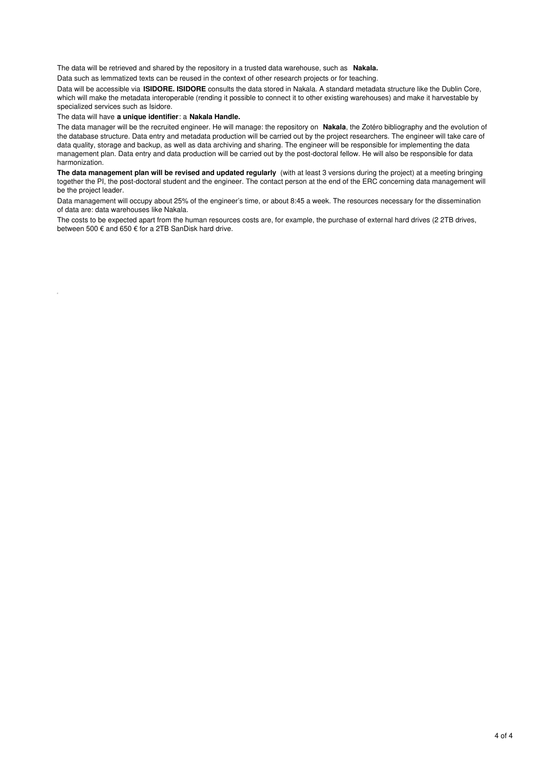The data will be retrieved and shared by the repository in a trusted data warehouse, such as **Nakala.**

Data such as lemmatized texts can be reused in the context of other research projects or for teaching.

Data will be accessible via **ISIDORE. ISIDORE** consults the data stored in Nakala. A standard metadata structure like the Dublin Core, which will make the metadata interoperable (rending it possible to connect it to other existing warehouses) and make it harvestable by specialized services such as Isidore.

The data will have **a unique identifier**: a **Nakala Handle.**

The data manager will be the recruited engineer. He will manage: the repository on **Nakala**, the Zotéro bibliography and the evolution of the database structure. Data entry and metadata production will be carried out by the project researchers. The engineer will take care of data quality, storage and backup, as well as data archiving and sharing. The engineer will be responsible for implementing the data management plan. Data entry and data production will be carried out by the post-doctoral fellow. He will also be responsible for data harmonization.

**The data management plan will be revised and updated regularly** (with at least 3 versions during the project) at a meeting bringing together the PI, the post-doctoral student and the engineer. The contact person at the end of the ERC concerning data management will be the project leader.

Data management will occupy about 25% of the engineer's time, or about 8:45 a week. The resources necessary for the dissemination of data are: data warehouses like Nakala.

The costs to be expected apart from the human resources costs are, for example, the purchase of external hard drives (2 2TB drives, between 500 € and 650 € for a 2TB SanDisk hard drive.